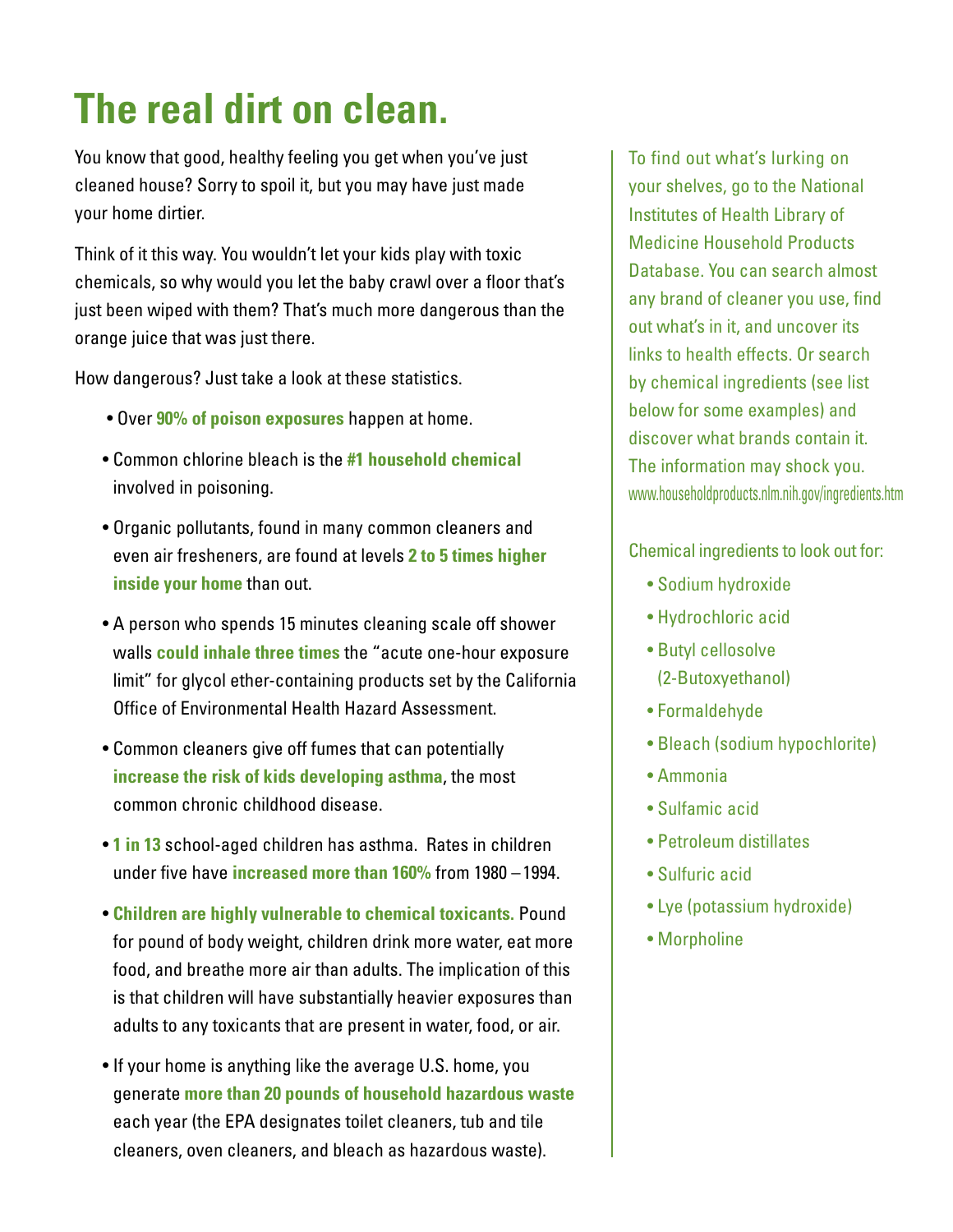# The real dirt on clean.

You know that good, healthy feeling you get when you've just cleaned house? Sorry to spoil it, but you may have just made your home dirtier.

Think of it this way. You wouldn't let your kids play with toxic chemicals, so why would you let the baby crawl over a floor that's just been wiped with them? That's much more dangerous than the orange juice that was just there.

How dangerous? Just take a look at these statistics.

- Over **90% of poison exposures** happen at home.
- Common chlorine bleach is the **#1 household chemical** involved in poisoning.
- Organic pollutants, found in many common cleaners and even air fresheners, are found at levels **2 to 5 times higher inside your home** than out.
- A person who spends 15 minutes cleaning scale off shower walls **could inhale three times** the "acute one-hour exposure limit" for glycol ether-containing products set by the California Office of Environmental Health Hazard Assessment.
- Common cleaners give off fumes that can potentially **increase the risk of kids developing asthma**, the most common chronic childhood disease.
- **1 in 13** school-aged children has asthma. Rates in children under five have **increased more than 160%** from 1980 – 1994.
- **Children are highly vulnerable to chemical toxicants.** Pound for pound of body weight, children drink more water, eat more food, and breathe more air than adults. The implication of this is that children will have substantially heavier exposures than adults to any toxicants that are present in water, food, or air.
- If your home is anything like the average U.S. home, you generate **more than 20 pounds of household hazardous waste** each year (the EPA designates toilet cleaners, tub and tile cleaners, oven cleaners, and bleach as hazardous waste).

To find out what's lurking on your shelves, go to the National Institutes of Health Library of Medicine Household Products Database. You can search almost any brand of cleaner you use, find out what's in it, and uncover its links to health effects. Or search by chemical ingredients (see list below for some examples) and discover what brands contain it. The information may shock you. www.householdproducts.nlm.nih.gov/ingredients.htm

Chemical ingredients to look out for:

- Sodium hydroxide
- Hydrochloric acid
- Butyl cellosolve (2-Butoxyethanol)
- Formaldehyde
- Bleach (sodium hypochlorite)
- Ammonia
- Sulfamic acid
- Petroleum distillates
- Sulfuric acid
- Lye (potassium hydroxide)
- Morpholine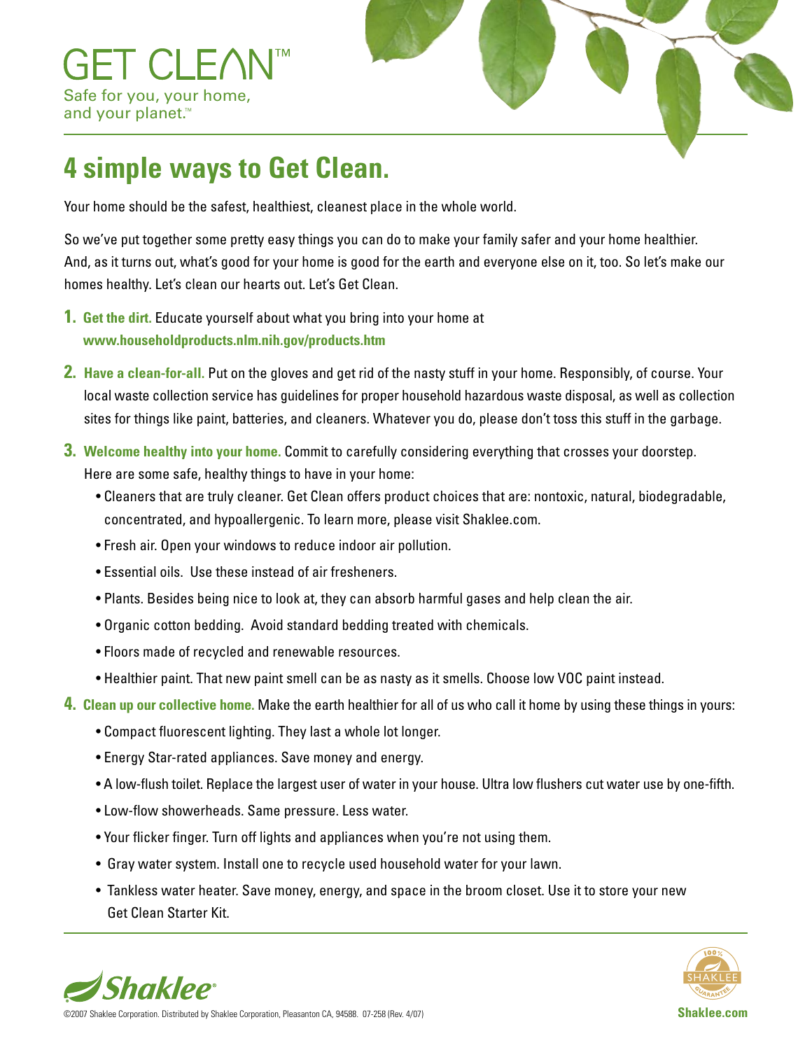# GET CLEAN™

Safe for you, your home, and your planet.™

## 4 simple ways to Get Clean.

Your home should be the safest, healthiest, cleanest place in the whole world.

So we've put together some pretty easy things you can do to make your family safer and your home healthier. And, as it turns out, what's good for your home is good for the earth and everyone else on it, too. So let's make our homes healthy. Let's clean our hearts out. Let's Get Clean.

1. **Get the dirt.** Educate yourself about what you bring into your home at **www.householdproducts.nlm.nih.gov/products.htm**

2. **Have a clean-for-all.** Put on the gloves and get rid of the nasty stuff in your home. Responsibly, of course. Your local waste collection service has guidelines for proper household hazardous waste disposal, as well as collection sites for things like paint, batteries, and cleaners. Whatever you do, please don't toss this stuff in the garbage.

3. **Welcome healthy into your home.** Commit to carefully considering everything that crosses your doorstep. Here are some safe, healthy things to have in your home:
   - Cleaners that are truly cleaner. Get Clean offers product choices that are: nontoxic, natural, biodegradable, concentrated, and hypoallergenic. To learn more, please visit Shaklee.com.
   - Fresh air. Open your windows to reduce indoor air pollution.
   - Essential oils. Use these instead of air fresheners.
   - Plants. Besides being nice to look at, they can absorb harmful gases and help clean the air.
   - Organic cotton bedding. Avoid standard bedding treated with chemicals.
   - Floors made of recycled and renewable resources.
   - Healthier paint. That new paint smell can be as nasty as it smells. Choose low VOC paint instead.

4. **Clean up our collective home.** Make the earth healthier for all of us who call it home by using these things in yours:
   - Compact fluorescent lighting. They last a whole lot longer.
   - Energy Star-rated appliances. Save money and energy.
   - A low-flush toilet. Replace the largest user of water in your house. Ultra low flushers cut water use by one-fifth.
   - Low-flow showerheads. Same pressure. Less water.
   - Your flicker finger. Turn off lights and appliances when you're not using them.
   - Gray water system. Install one to recycle used household water for your lawn.
   - Tankless water heater. Save money, energy, and space in the broom closet. Use it to store your new Get Clean Starter Kit.

Shaklee®

©2007 Shaklee Corporation. Distributed by Shaklee Corporation, Pleasanton CA, 94588. 07-258 (Rev. 4/07)

100% Shaklee Guarantee

**Shaklee.com**